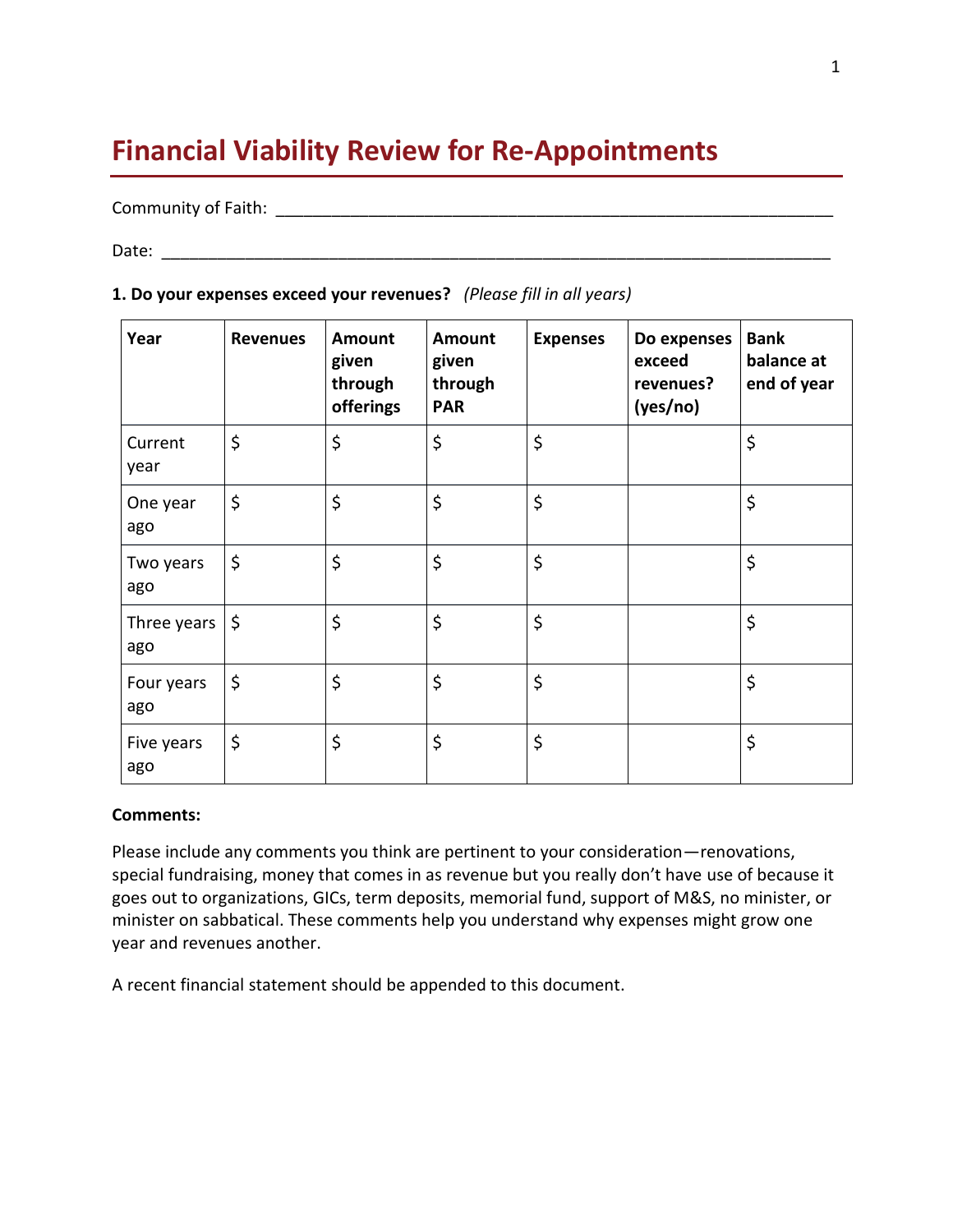# Financial Viability Review for Re-Appointments

Community of Faith: ___________________________________________________________

Date: ______________________________________________________________________

**1. Do your expenses exceed your revenues?** *(Please fill in all years)*

| Year | Revenues | Amount given through offerings | Amount given through PAR | Expenses | Do expenses exceed revenues? (yes/no) | Bank balance at end of year |
|---|---|---|---|---|---|---|
| Current year | $ | $ | $ | $ | | $ |
| One year ago | $ | $ | $ | $ | | $ |
| Two years ago | $ | $ | $ | $ | | $ |
| Three years ago | $ | $ | $ | $ | | $ |
| Four years ago | $ | $ | $ | $ | | $ |
| Five years ago | $ | $ | $ | $ | | $ |

**Comments:**

Please include any comments you think are pertinent to your consideration—renovations, special fundraising, money that comes in as revenue but you really don't have use of because it goes out to organizations, GICs, term deposits, memorial fund, support of M&S, no minister, or minister on sabbatical. These comments help you understand why expenses might grow one year and revenues another.

A recent financial statement should be appended to this document.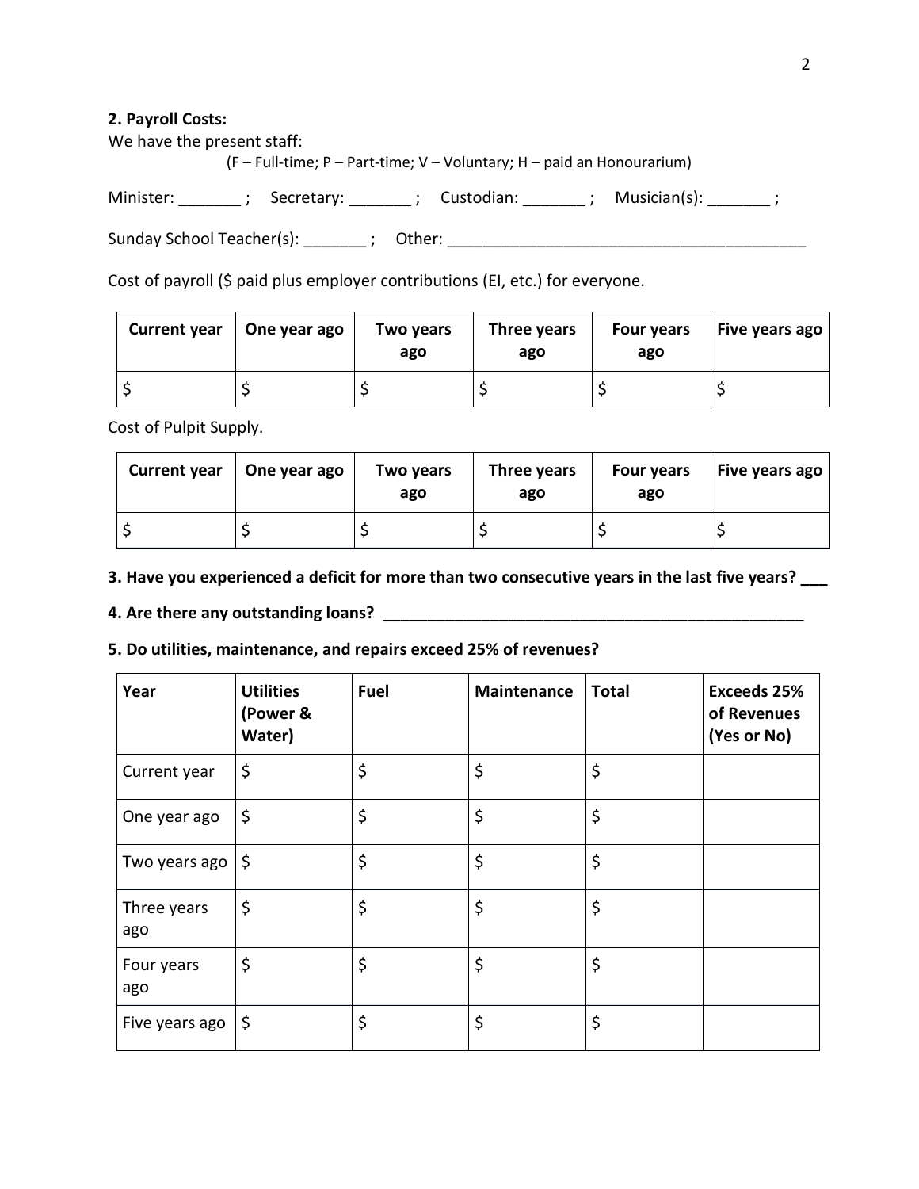**2. Payroll Costs:**

We have the present staff:

(F – Full-time; P – Part-time; V – Voluntary; H – paid an Honourarium)

Minister: _______ ; Secretary: _______ ; Custodian: _______ ; Musician(s): _______ ;

Sunday School Teacher(s): _______ ; Other: _________________________________________

Cost of payroll ($ paid plus employer contributions (EI, etc.) for everyone.

| Current year | One year ago | Two years ago | Three years ago | Four years ago | Five years ago |
|---|---|---|---|---|---|
| $ | $ | $ | $ | $ | $ |

Cost of Pulpit Supply.

| Current year | One year ago | Two years ago | Three years ago | Four years ago | Five years ago |
|---|---|---|---|---|---|
| $ | $ | $ | $ | $ | $ |

**3. Have you experienced a deficit for more than two consecutive years in the last five years? ___**

**4. Are there any outstanding loans? _________________________________________________**

**5. Do utilities, maintenance, and repairs exceed 25% of revenues?**

| Year | Utilities (Power & Water) | Fuel | Maintenance | Total | Exceeds 25% of Revenues (Yes or No) |
|---|---|---|---|---|---|
| Current year | $ | $ | $ | $ | |
| One year ago | $ | $ | $ | $ | |
| Two years ago | $ | $ | $ | $ | |
| Three years ago | $ | $ | $ | $ | |
| Four years ago | $ | $ | $ | $ | |
| Five years ago | $ | $ | $ | $ | |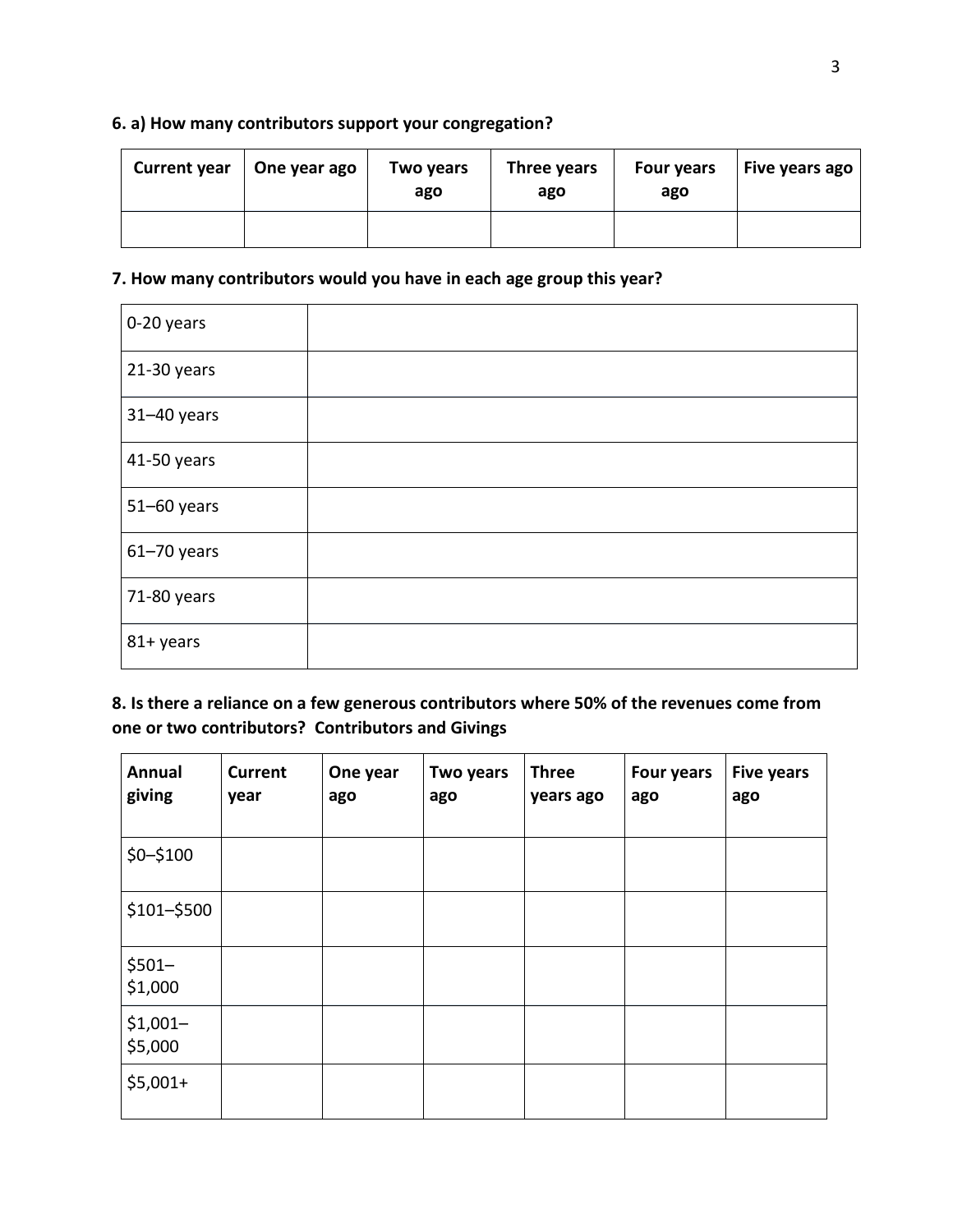**6. a) How many contributors support your congregation?**

| Current year | One year ago | Two years ago | Three years ago | Four years ago | Five years ago |
|---|---|---|---|---|---|
| | | | | | |

**7. How many contributors would you have in each age group this year?**

| | |
|---|---|
| 0-20 years | |
| 21-30 years | |
| 31–40 years | |
| 41-50 years | |
| 51–60 years | |
| 61–70 years | |
| 71-80 years | |
| 81+ years | |

**8. Is there a reliance on a few generous contributors where 50% of the revenues come from one or two contributors? Contributors and Givings**

| Annual giving | Current year | One year ago | Two years ago | Three years ago | Four years ago | Five years ago |
|---|---|---|---|---|---|---|
| $0–$100 | | | | | | |
| $101–$500 | | | | | | |
| $501–$1,000 | | | | | | |
| $1,001–$5,000 | | | | | | |
| $5,001+ | | | | | | |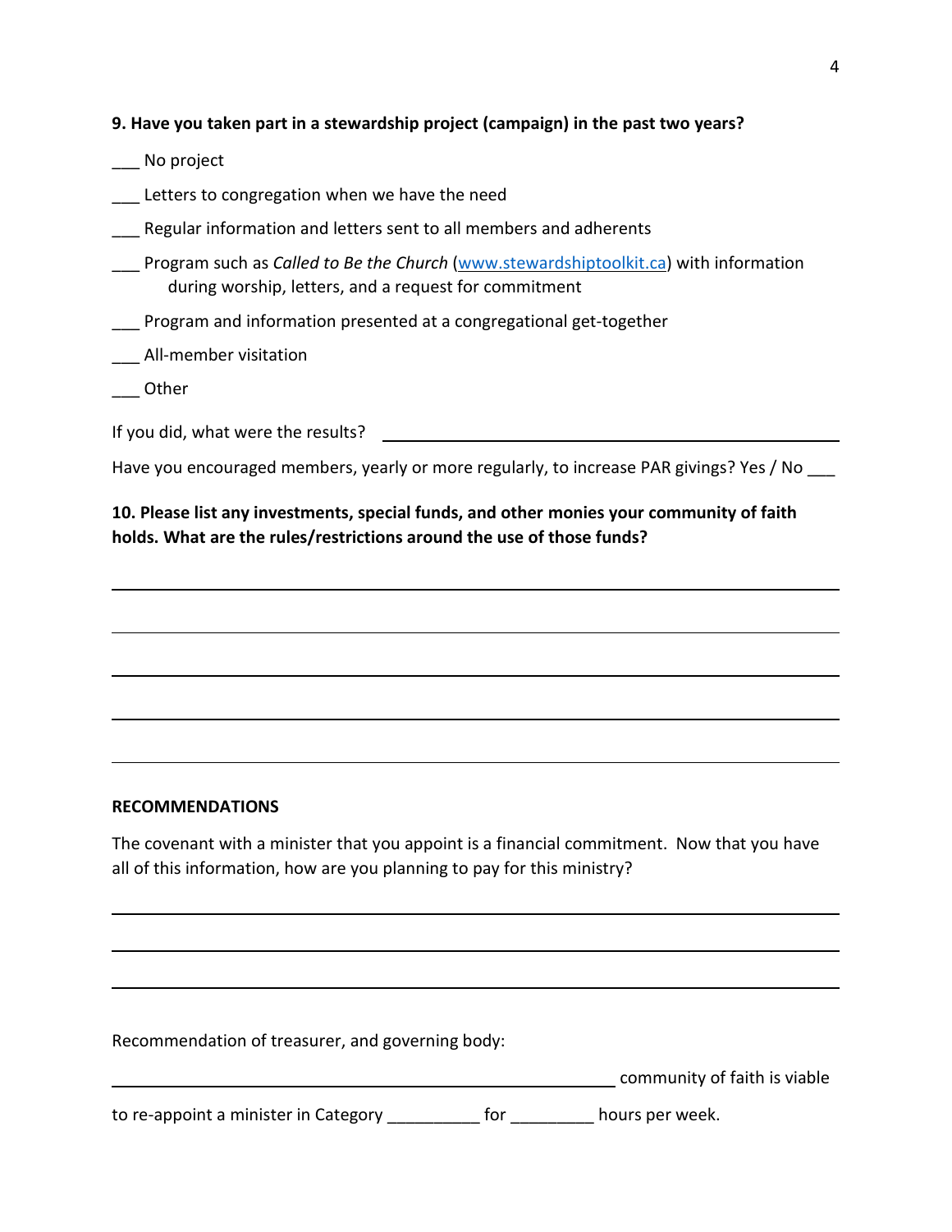**9. Have you taken part in a stewardship project (campaign) in the past two years?**

___ No project

___ Letters to congregation when we have the need

___ Regular information and letters sent to all members and adherents

___ Program such as *Called to Be the Church* (www.stewardshiptoolkit.ca) with information during worship, letters, and a request for commitment

___ Program and information presented at a congregational get-together

___ All-member visitation

___ Other

If you did, what were the results? ______________________________________________

Have you encouraged members, yearly or more regularly, to increase PAR givings? Yes / No ___

**10. Please list any investments, special funds, and other monies your community of faith holds. What are the rules/restrictions around the use of those funds?**

______________________________________________________________________________

______________________________________________________________________________

______________________________________________________________________________

______________________________________________________________________________

______________________________________________________________________________

**RECOMMENDATIONS**

The covenant with a minister that you appoint is a financial commitment. Now that you have all of this information, how are you planning to pay for this ministry?

______________________________________________________________________________

______________________________________________________________________________

______________________________________________________________________________

Recommendation of treasurer, and governing body:

_______________________________________________ community of faith is viable

to re-appoint a minister in Category __________ for _________ hours per week.